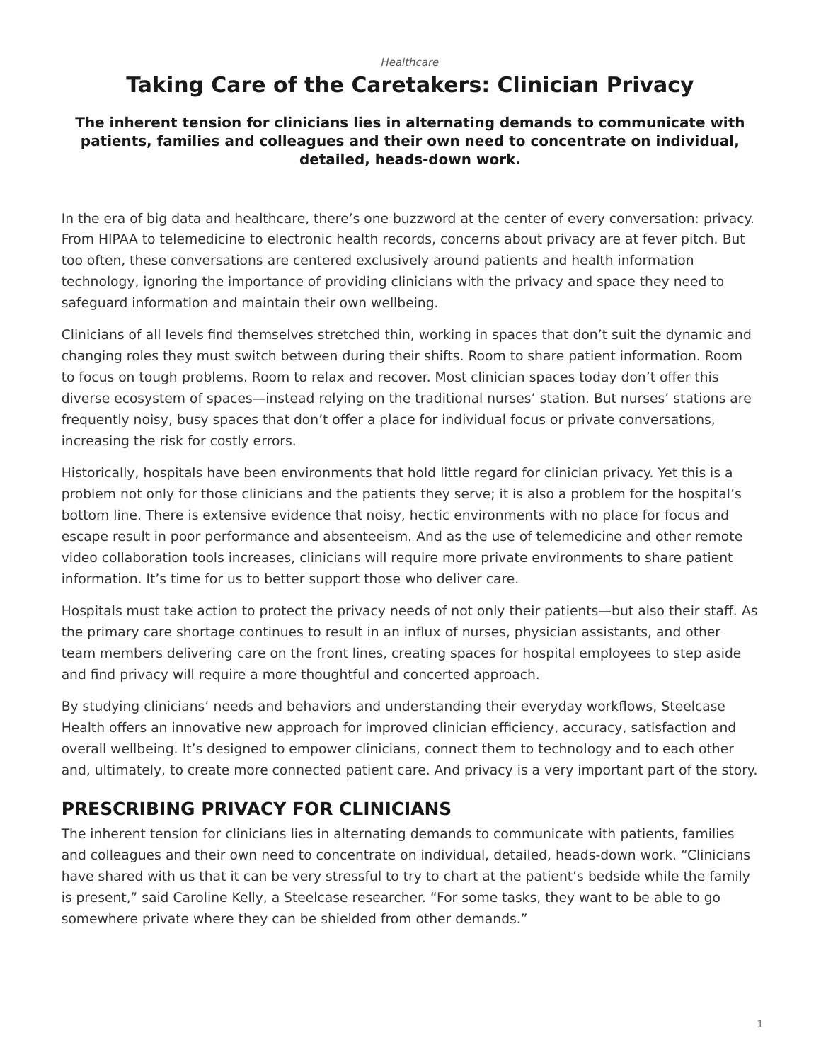*Healthcare*

# Taking Care of the Caretakers: Clinician Privacy

**The inherent tension for clinicians lies in alternating demands to communicate with patients, families and colleagues and their own need to concentrate on individual, detailed, heads-down work.**

In the era of big data and healthcare, there's one buzzword at the center of every conversation: privacy. From HIPAA to telemedicine to electronic health records, concerns about privacy are at fever pitch. But too often, these conversations are centered exclusively around patients and health information technology, ignoring the importance of providing clinicians with the privacy and space they need to safeguard information and maintain their own wellbeing.

Clinicians of all levels find themselves stretched thin, working in spaces that don't suit the dynamic and changing roles they must switch between during their shifts. Room to share patient information. Room to focus on tough problems. Room to relax and recover. Most clinician spaces today don't offer this diverse ecosystem of spaces—instead relying on the traditional nurses' station. But nurses' stations are frequently noisy, busy spaces that don't offer a place for individual focus or private conversations, increasing the risk for costly errors.

Historically, hospitals have been environments that hold little regard for clinician privacy. Yet this is a problem not only for those clinicians and the patients they serve; it is also a problem for the hospital's bottom line. There is extensive evidence that noisy, hectic environments with no place for focus and escape result in poor performance and absenteeism. And as the use of telemedicine and other remote video collaboration tools increases, clinicians will require more private environments to share patient information. It's time for us to better support those who deliver care.

Hospitals must take action to protect the privacy needs of not only their patients—but also their staff. As the primary care shortage continues to result in an influx of nurses, physician assistants, and other team members delivering care on the front lines, creating spaces for hospital employees to step aside and find privacy will require a more thoughtful and concerted approach.

By studying clinicians' needs and behaviors and understanding their everyday workflows, Steelcase Health offers an innovative new approach for improved clinician efficiency, accuracy, satisfaction and overall wellbeing. It's designed to empower clinicians, connect them to technology and to each other and, ultimately, to create more connected patient care. And privacy is a very important part of the story.

## PRESCRIBING PRIVACY FOR CLINICIANS

The inherent tension for clinicians lies in alternating demands to communicate with patients, families and colleagues and their own need to concentrate on individual, detailed, heads-down work. "Clinicians have shared with us that it can be very stressful to try to chart at the patient's bedside while the family is present," said Caroline Kelly, a Steelcase researcher. "For some tasks, they want to be able to go somewhere private where they can be shielded from other demands."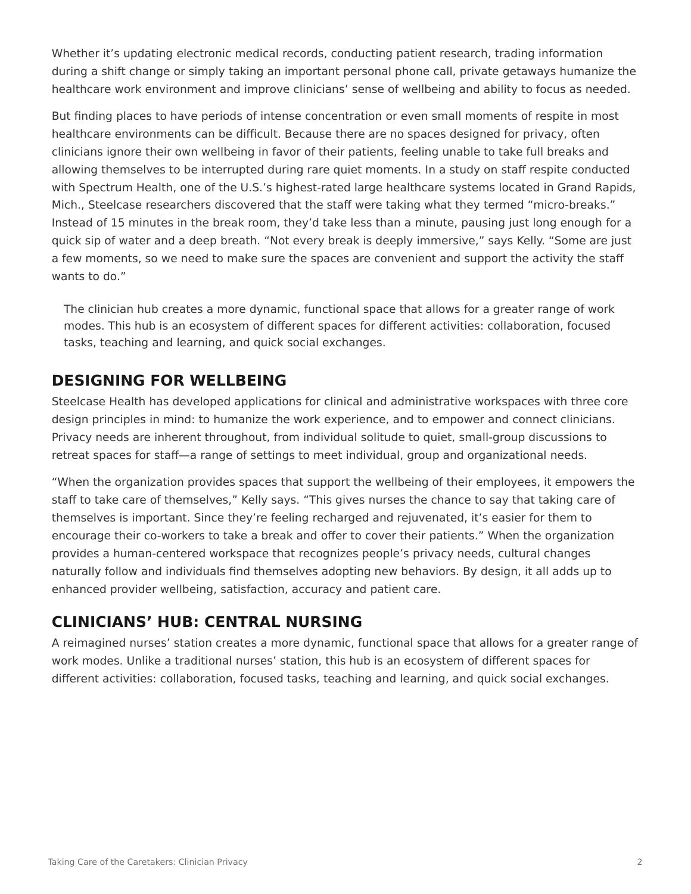Whether it's updating electronic medical records, conducting patient research, trading information during a shift change or simply taking an important personal phone call, private getaways humanize the healthcare work environment and improve clinicians' sense of wellbeing and ability to focus as needed.

But finding places to have periods of intense concentration or even small moments of respite in most healthcare environments can be difficult. Because there are no spaces designed for privacy, often clinicians ignore their own wellbeing in favor of their patients, feeling unable to take full breaks and allowing themselves to be interrupted during rare quiet moments. In a study on staff respite conducted with Spectrum Health, one of the U.S.'s highest-rated large healthcare systems located in Grand Rapids, Mich., Steelcase researchers discovered that the staff were taking what they termed "micro-breaks." Instead of 15 minutes in the break room, they'd take less than a minute, pausing just long enough for a quick sip of water and a deep breath. "Not every break is deeply immersive," says Kelly. "Some are just a few moments, so we need to make sure the spaces are convenient and support the activity the staff wants to do."

The clinician hub creates a more dynamic, functional space that allows for a greater range of work modes. This hub is an ecosystem of different spaces for different activities: collaboration, focused tasks, teaching and learning, and quick social exchanges.

## DESIGNING FOR WELLBEING

Steelcase Health has developed applications for clinical and administrative workspaces with three core design principles in mind: to humanize the work experience, and to empower and connect clinicians. Privacy needs are inherent throughout, from individual solitude to quiet, small-group discussions to retreat spaces for staff—a range of settings to meet individual, group and organizational needs.

"When the organization provides spaces that support the wellbeing of their employees, it empowers the staff to take care of themselves," Kelly says. "This gives nurses the chance to say that taking care of themselves is important. Since they're feeling recharged and rejuvenated, it's easier for them to encourage their co-workers to take a break and offer to cover their patients." When the organization provides a human-centered workspace that recognizes people's privacy needs, cultural changes naturally follow and individuals find themselves adopting new behaviors. By design, it all adds up to enhanced provider wellbeing, satisfaction, accuracy and patient care.

## CLINICIANS' HUB: CENTRAL NURSING

A reimagined nurses' station creates a more dynamic, functional space that allows for a greater range of work modes. Unlike a traditional nurses' station, this hub is an ecosystem of different spaces for different activities: collaboration, focused tasks, teaching and learning, and quick social exchanges.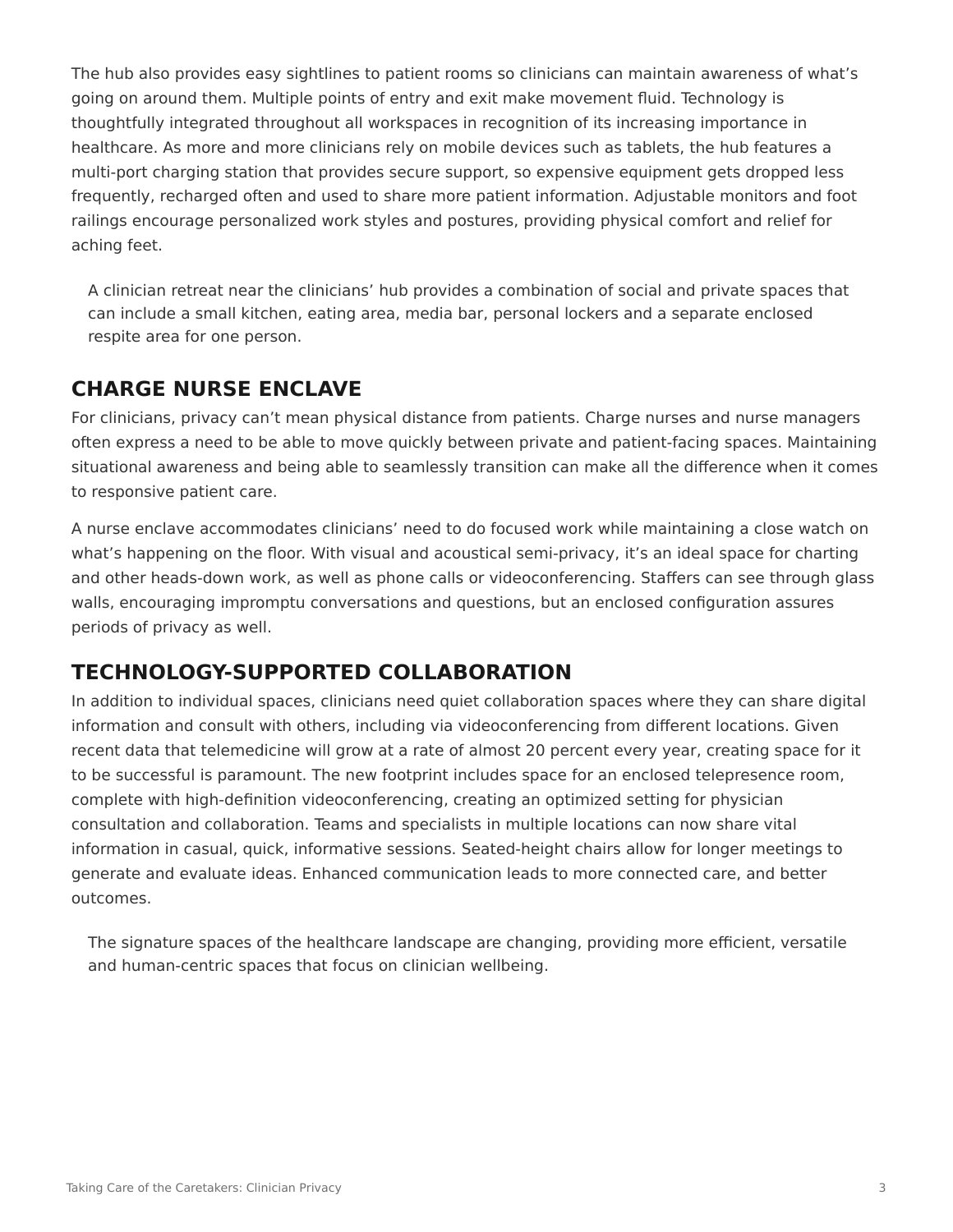The hub also provides easy sightlines to patient rooms so clinicians can maintain awareness of what's going on around them. Multiple points of entry and exit make movement fluid. Technology is thoughtfully integrated throughout all workspaces in recognition of its increasing importance in healthcare. As more and more clinicians rely on mobile devices such as tablets, the hub features a multi-port charging station that provides secure support, so expensive equipment gets dropped less frequently, recharged often and used to share more patient information. Adjustable monitors and foot railings encourage personalized work styles and postures, providing physical comfort and relief for aching feet.

A clinician retreat near the clinicians' hub provides a combination of social and private spaces that can include a small kitchen, eating area, media bar, personal lockers and a separate enclosed respite area for one person.

## CHARGE NURSE ENCLAVE

For clinicians, privacy can't mean physical distance from patients. Charge nurses and nurse managers often express a need to be able to move quickly between private and patient-facing spaces. Maintaining situational awareness and being able to seamlessly transition can make all the difference when it comes to responsive patient care.

A nurse enclave accommodates clinicians' need to do focused work while maintaining a close watch on what's happening on the floor. With visual and acoustical semi-privacy, it's an ideal space for charting and other heads-down work, as well as phone calls or videoconferencing. Staffers can see through glass walls, encouraging impromptu conversations and questions, but an enclosed configuration assures periods of privacy as well.

## TECHNOLOGY-SUPPORTED COLLABORATION

In addition to individual spaces, clinicians need quiet collaboration spaces where they can share digital information and consult with others, including via videoconferencing from different locations. Given recent data that telemedicine will grow at a rate of almost 20 percent every year, creating space for it to be successful is paramount. The new footprint includes space for an enclosed telepresence room, complete with high-definition videoconferencing, creating an optimized setting for physician consultation and collaboration. Teams and specialists in multiple locations can now share vital information in casual, quick, informative sessions. Seated-height chairs allow for longer meetings to generate and evaluate ideas. Enhanced communication leads to more connected care, and better outcomes.

The signature spaces of the healthcare landscape are changing, providing more efficient, versatile and human-centric spaces that focus on clinician wellbeing.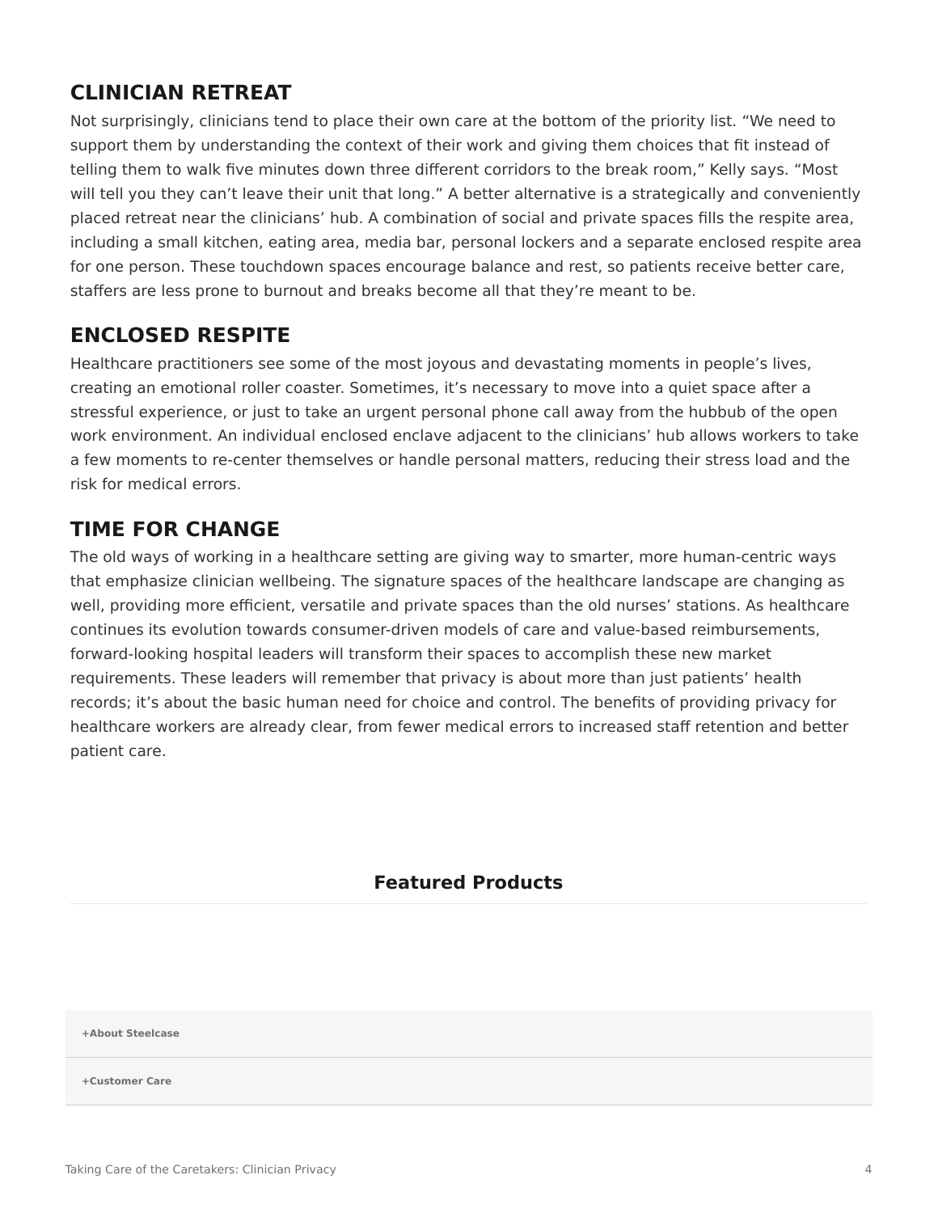## CLINICIAN RETREAT

Not surprisingly, clinicians tend to place their own care at the bottom of the priority list. “We need to support them by understanding the context of their work and giving them choices that fit instead of telling them to walk five minutes down three different corridors to the break room,” Kelly says. “Most will tell you they can’t leave their unit that long.” A better alternative is a strategically and conveniently placed retreat near the clinicians’ hub. A combination of social and private spaces fills the respite area, including a small kitchen, eating area, media bar, personal lockers and a separate enclosed respite area for one person. These touchdown spaces encourage balance and rest, so patients receive better care, staffers are less prone to burnout and breaks become all that they’re meant to be.

## ENCLOSED RESPITE

Healthcare practitioners see some of the most joyous and devastating moments in people’s lives, creating an emotional roller coaster. Sometimes, it’s necessary to move into a quiet space after a stressful experience, or just to take an urgent personal phone call away from the hubbub of the open work environment. An individual enclosed enclave adjacent to the clinicians’ hub allows workers to take a few moments to re-center themselves or handle personal matters, reducing their stress load and the risk for medical errors.

## TIME FOR CHANGE

The old ways of working in a healthcare setting are giving way to smarter, more human-centric ways that emphasize clinician wellbeing. The signature spaces of the healthcare landscape are changing as well, providing more efficient, versatile and private spaces than the old nurses’ stations. As healthcare continues its evolution towards consumer-driven models of care and value-based reimbursements, forward-looking hospital leaders will transform their spaces to accomplish these new market requirements. These leaders will remember that privacy is about more than just patients’ health records; it’s about the basic human need for choice and control. The benefits of providing privacy for healthcare workers are already clear, from fewer medical errors to increased staff retention and better patient care.

### Featured Products

**+About Steelcase**

**+Customer Care**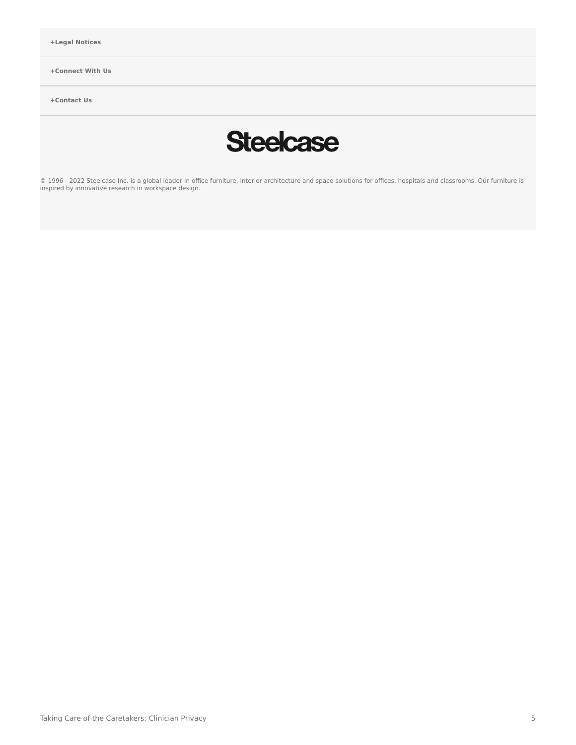**+Legal Notices**

**+Connect With Us**

**+Contact Us**

Steelcase

© 1996 - 2022 Steelcase Inc. is a global leader in office furniture, interior architecture and space solutions for offices, hospitals and classrooms. Our furniture is inspired by innovative research in workspace design.